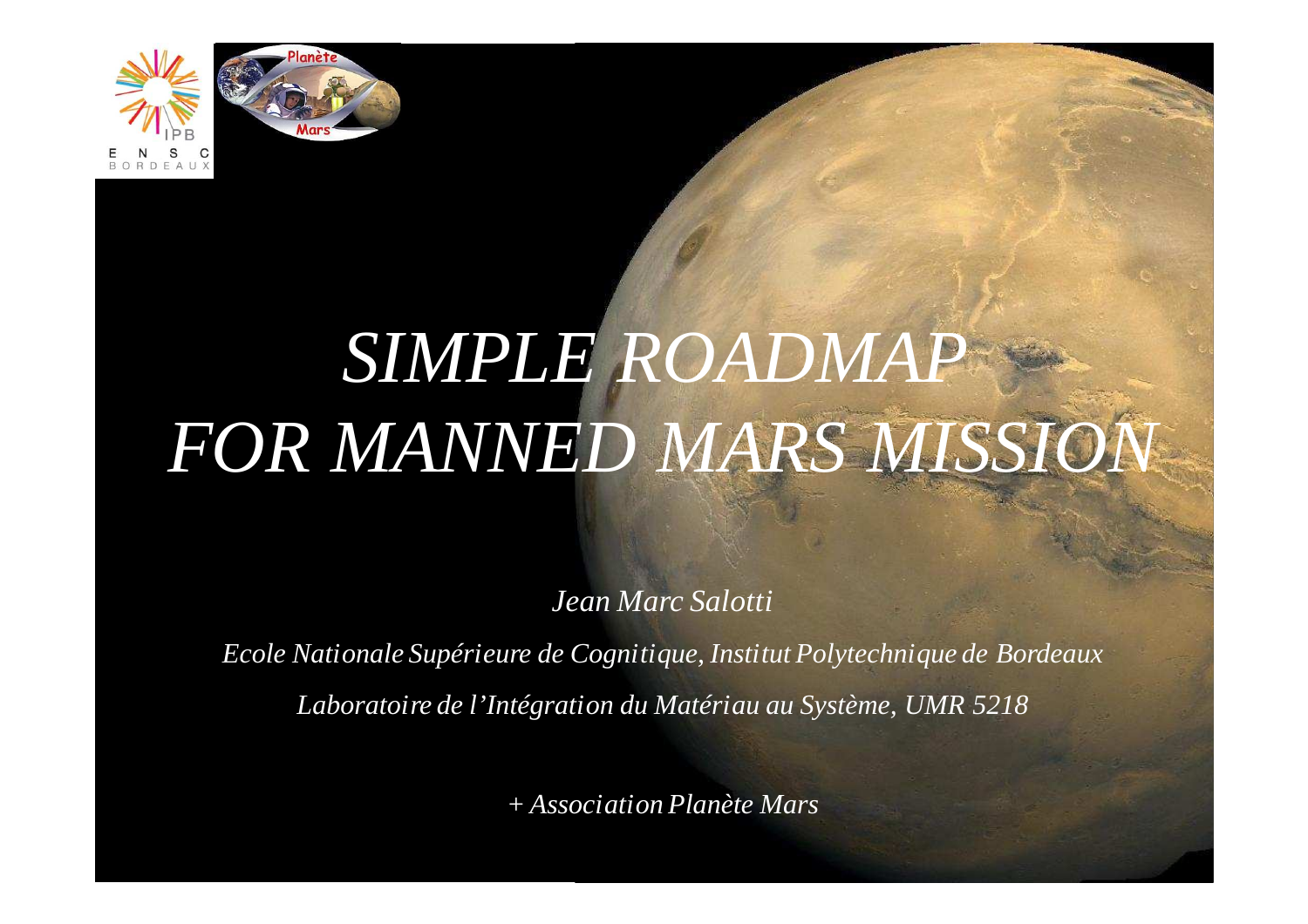# *SIMPLE ROADMAP FOR MANNED MARS MISSION*

*Jean Marc Salotti*

*Ecole Nationale Supérieure de Cognitique, Institut Polytechnique de Bordeaux*

*Laboratoire de l'Intégration du Matériau au Système, UMR 5218*

*+ Association Planète Mars*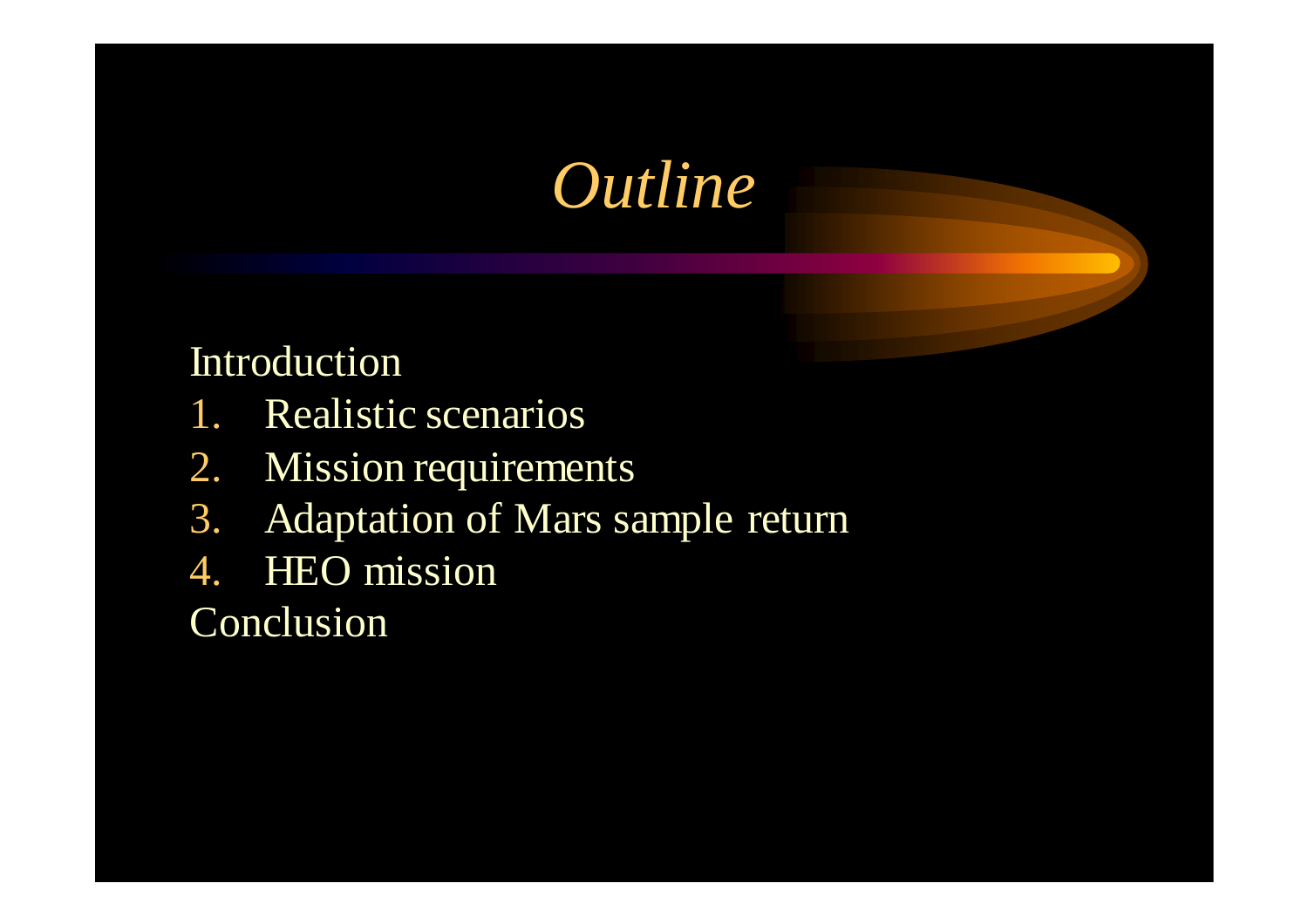# *Outline*

Introduction

1. Realistic scenarios
2. Mission requirements
3. Adaptation of Mars sample return
4. HEO mission

Conclusion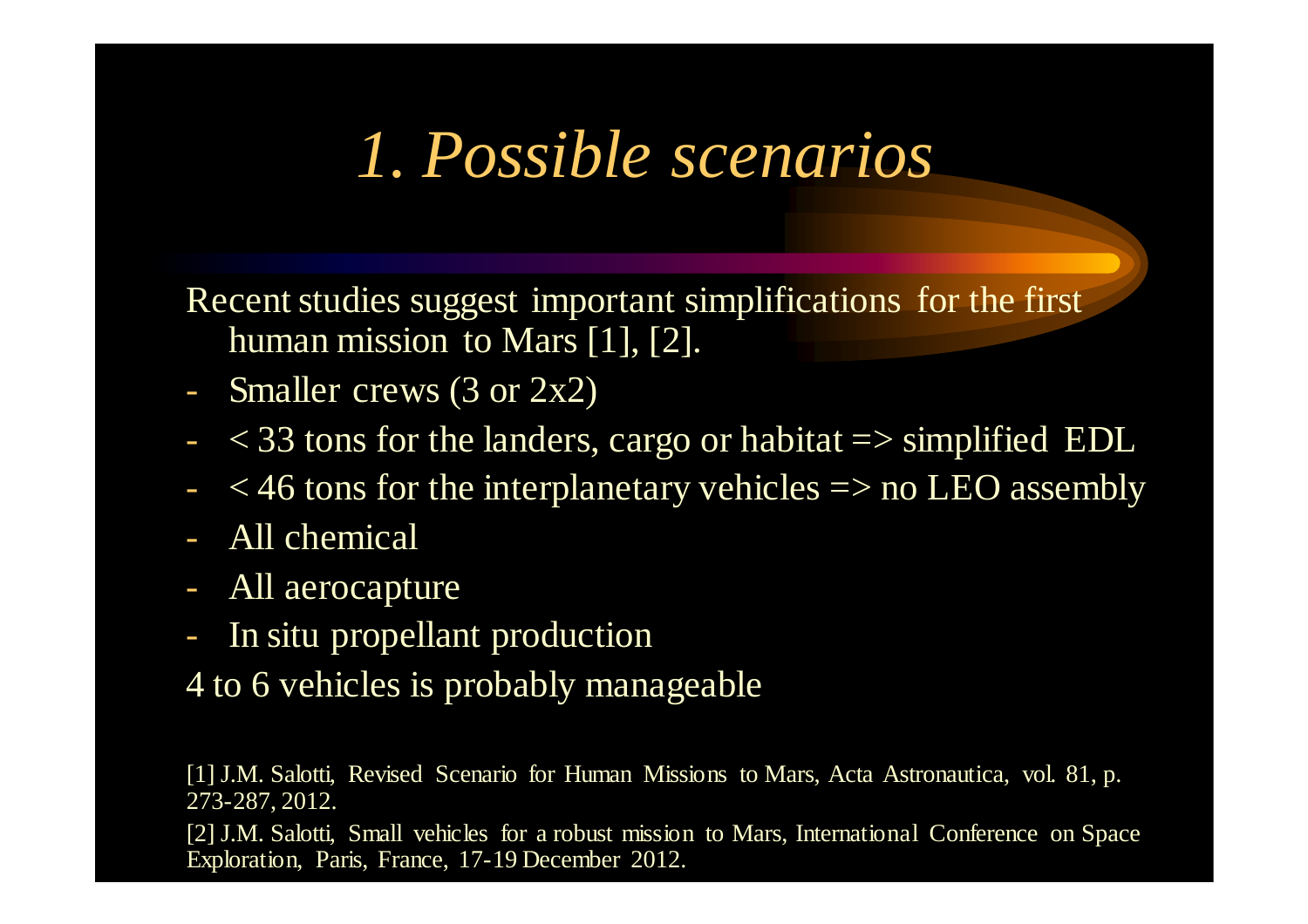# *1. Possible scenarios*

Recent studies suggest important simplifications for the first human mission to Mars [1], [2].

- Smaller crews (3 or 2x2)
- < 33 tons for the landers, cargo or habitat => simplified EDL
- < 46 tons for the interplanetary vehicles => no LEO assembly
- All chemical
- All aerocapture
- In situ propellant production

4 to 6 vehicles is probably manageable

[1] J.M. Salotti, Revised Scenario for Human Missions to Mars, Acta Astronautica, vol. 81, p. 273-287, 2012.

[2] J.M. Salotti, Small vehicles for a robust mission to Mars, International Conference on Space Exploration, Paris, France, 17-19 December 2012.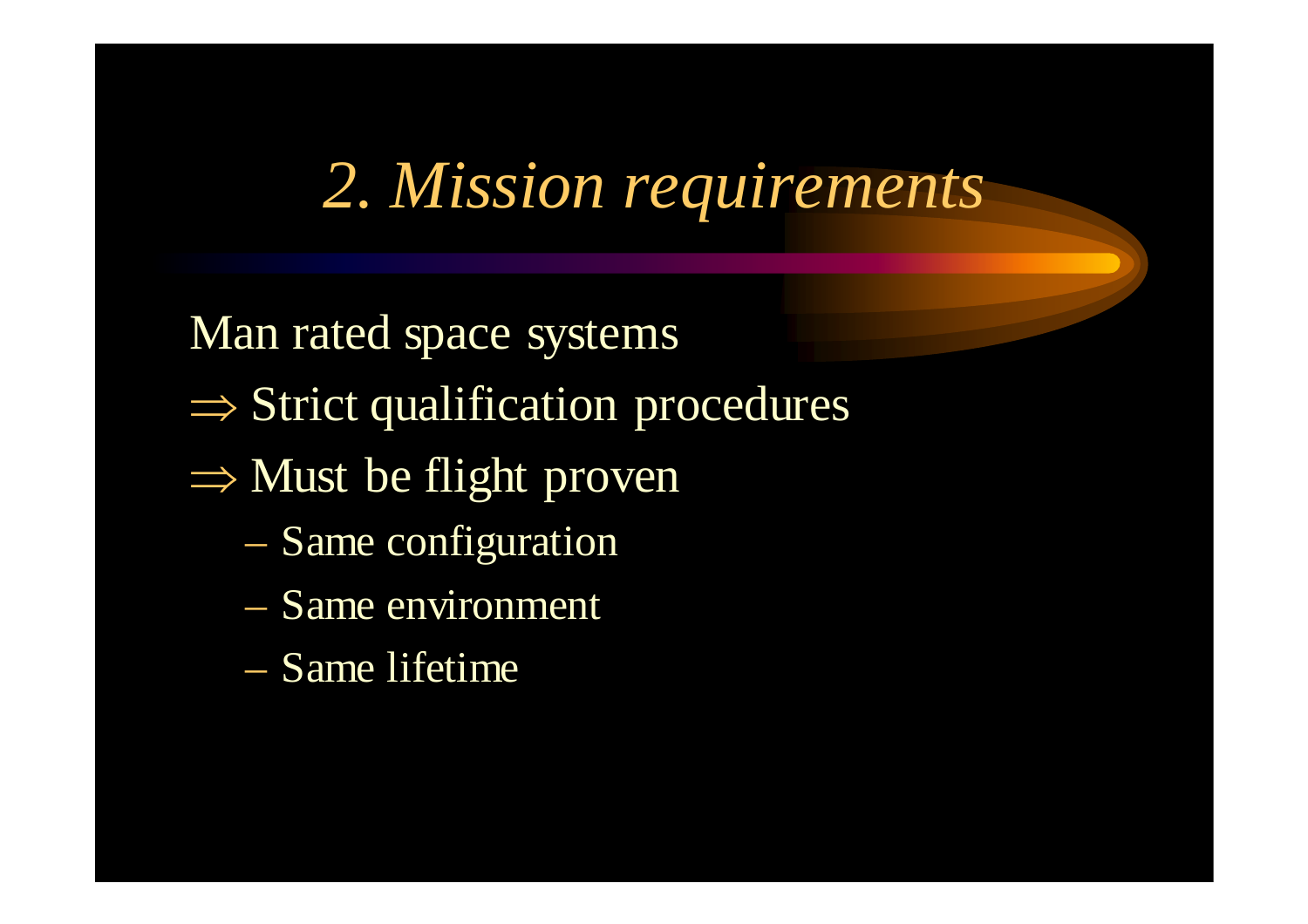# *2. Mission requirements*

Man rated space systems

$\Rightarrow$ Strict qualification procedures

$\Rightarrow$ Must be flight proven

- Same configuration
- Same environment
- Same lifetime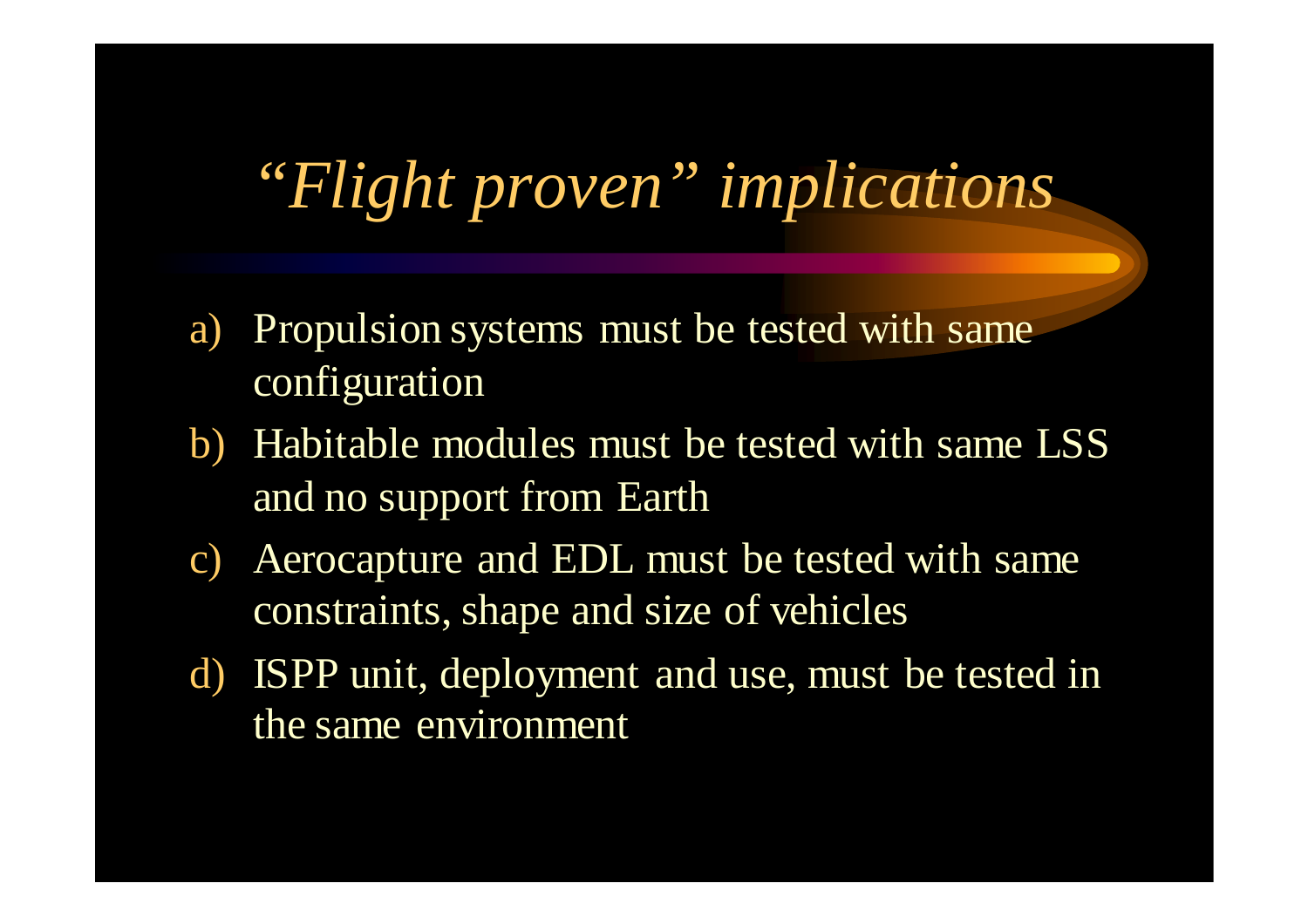# *"Flight proven" implications*

a) Propulsion systems must be tested with same configuration
b) Habitable modules must be tested with same LSS and no support from Earth
c) Aerocapture and EDL must be tested with same constraints, shape and size of vehicles
d) ISPP unit, deployment and use, must be tested in the same environment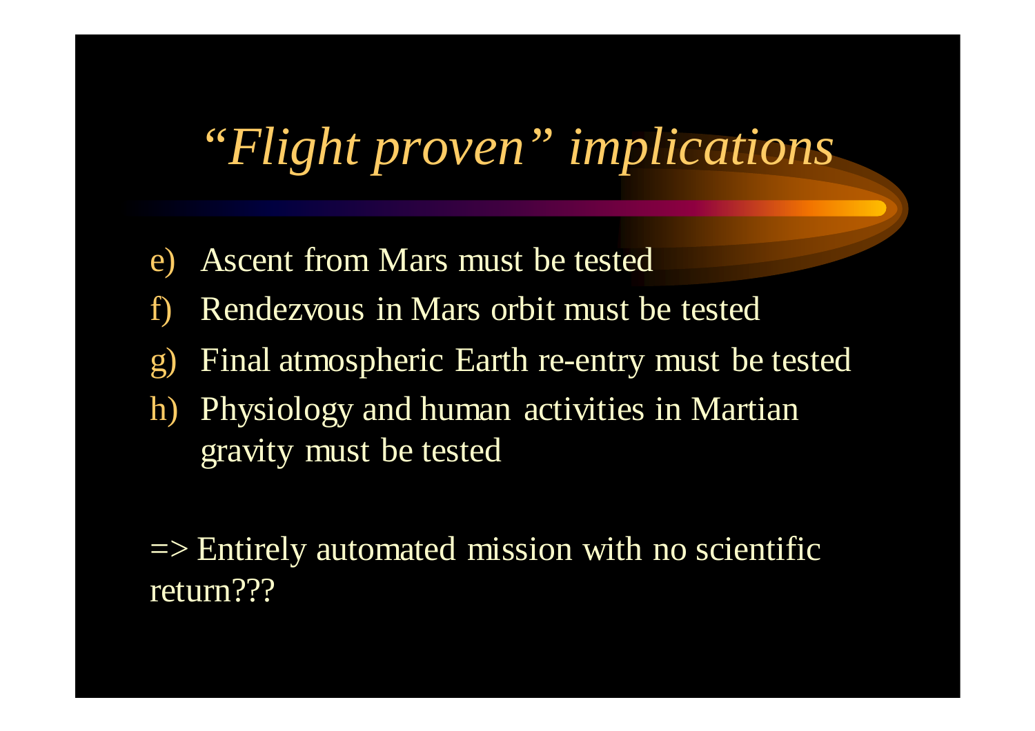# *"Flight proven" implications*

e) Ascent from Mars must be tested

f) Rendezvous in Mars orbit must be tested

g) Final atmospheric Earth re-entry must be tested

h) Physiology and human activities in Martian gravity must be tested

=> Entirely automated mission with no scientific return???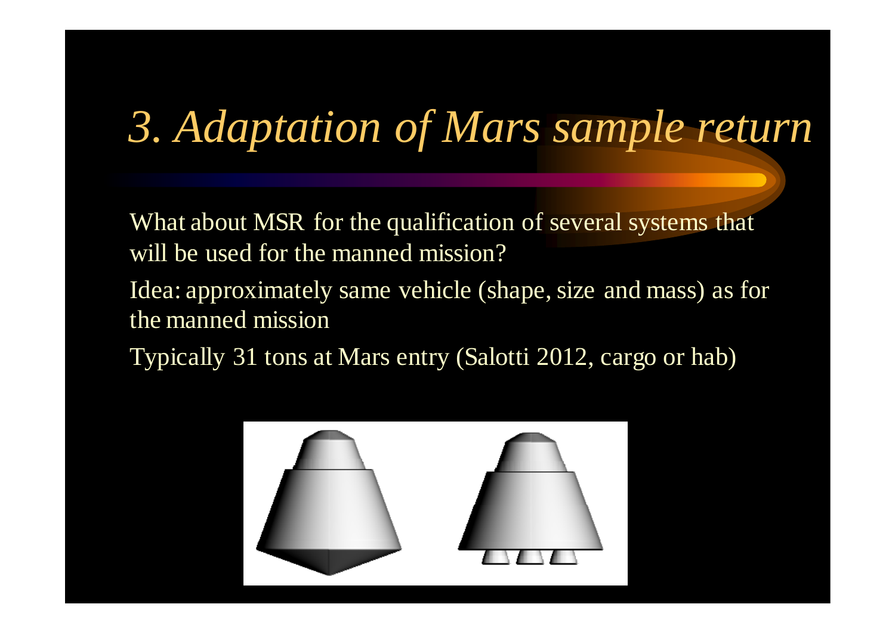# *3. Adaptation of Mars sample return*

What about MSR for the qualification of several systems that will be used for the manned mission?

Idea: approximately same vehicle (shape, size and mass) as for the manned mission

Typically 31 tons at Mars entry (Salotti 2012, cargo or hab)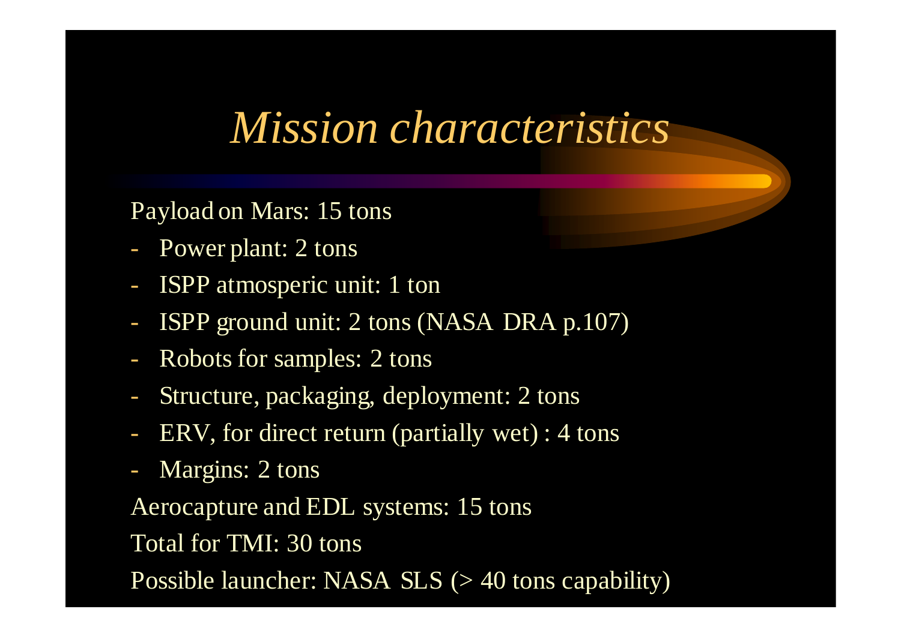# *Mission characteristics*

Payload on Mars: 15 tons

- Power plant: 2 tons
- ISPP atmosperic unit: 1 ton
- ISPP ground unit: 2 tons (NASA DRA p.107)
- Robots for samples: 2 tons
- Structure, packaging, deployment: 2 tons
- ERV, for direct return (partially wet) : 4 tons
- Margins: 2 tons

Aerocapture and EDL systems: 15 tons

Total for TMI: 30 tons

Possible launcher: NASA SLS (> 40 tons capability)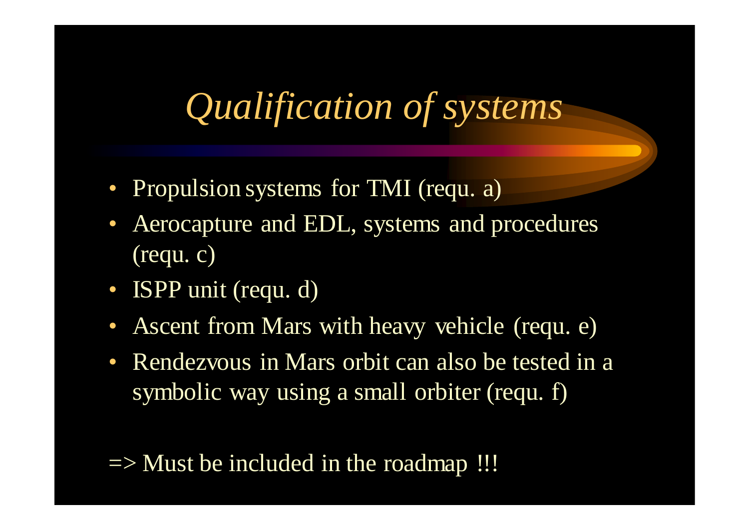# *Qualification of systems*

- Propulsion systems for TMI (requ. a)
- Aerocapture and EDL, systems and procedures (requ. c)
- ISPP unit (requ. d)
- Ascent from Mars with heavy vehicle (requ. e)
- Rendezvous in Mars orbit can also be tested in a symbolic way using a small orbiter (requ. f)

=> Must be included in the roadmap !!!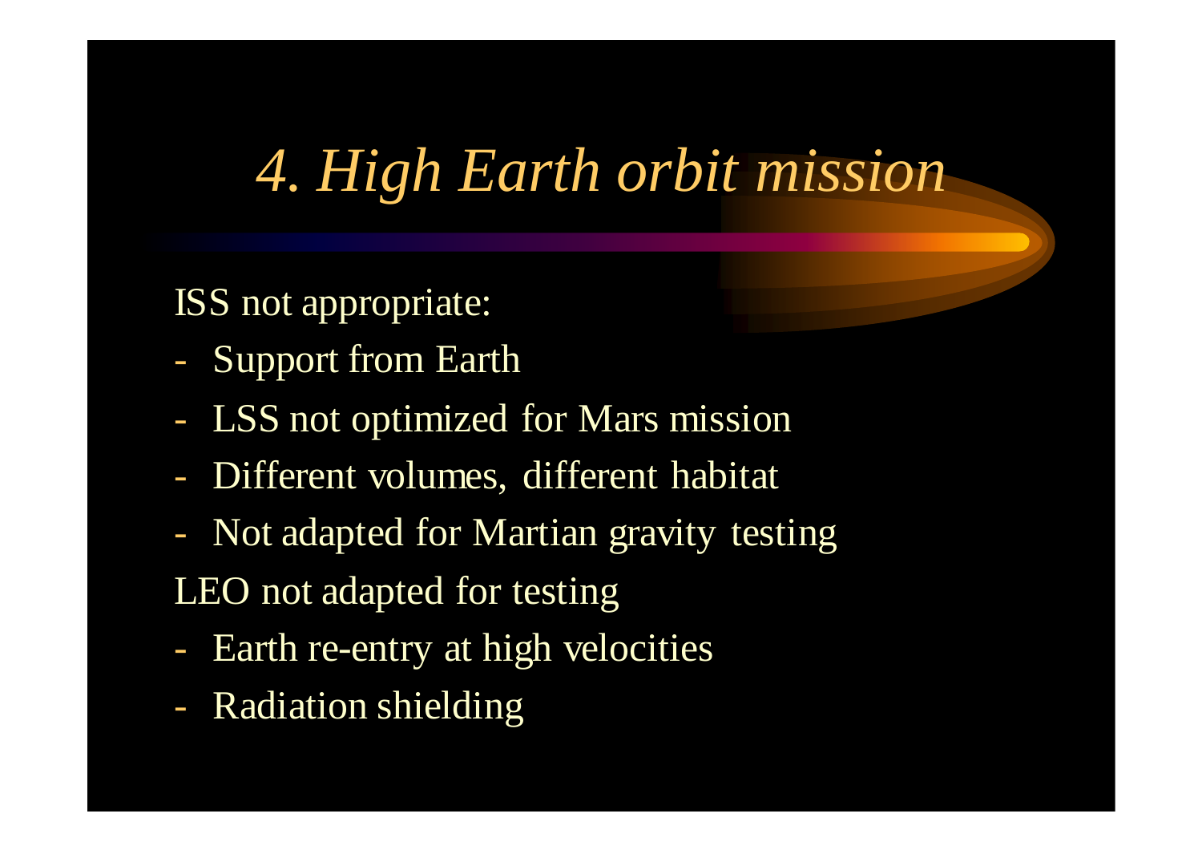# *4. High Earth orbit mission*

ISS not appropriate:

- Support from Earth
- LSS not optimized for Mars mission
- Different volumes, different habitat
- Not adapted for Martian gravity testing

LEO not adapted for testing

- Earth re-entry at high velocities
- Radiation shielding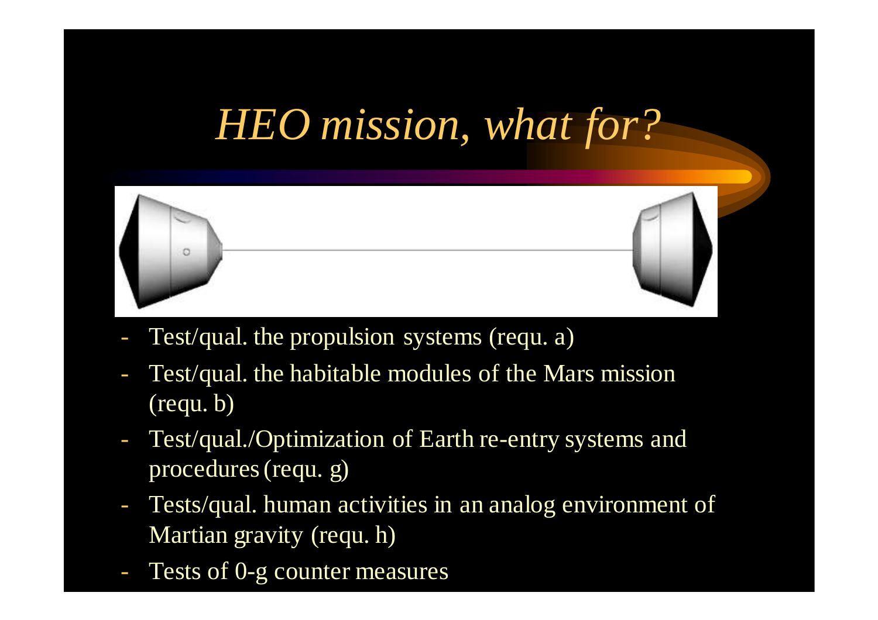# *HEO mission, what for?*

- Test/qual. the propulsion systems (requ. a)
- Test/qual. the habitable modules of the Mars mission (requ. b)
- Test/qual./Optimization of Earth re-entry systems and procedures (requ. g)
- Tests/qual. human activities in an analog environment of Martian gravity (requ. h)
- Tests of 0-g counter measures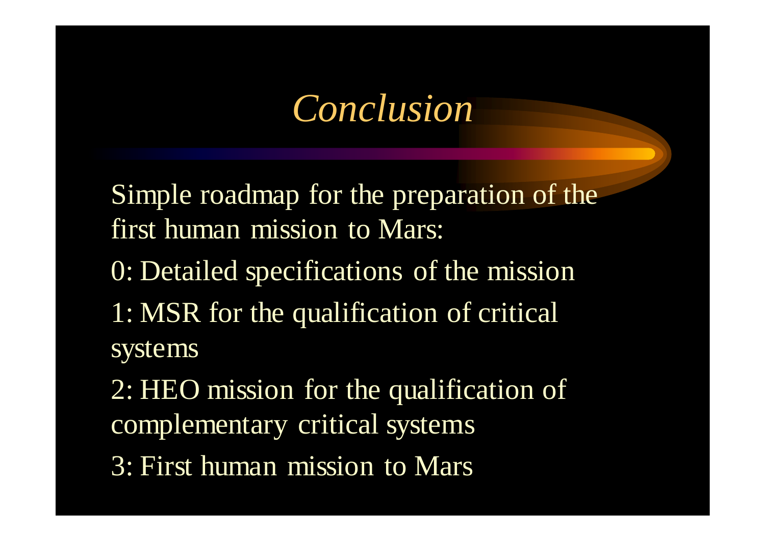# *Conclusion*

Simple roadmap for the preparation of the first human mission to Mars:

0: Detailed specifications of the mission

1: MSR for the qualification of critical systems

2: HEO mission for the qualification of complementary critical systems

3: First human mission to Mars